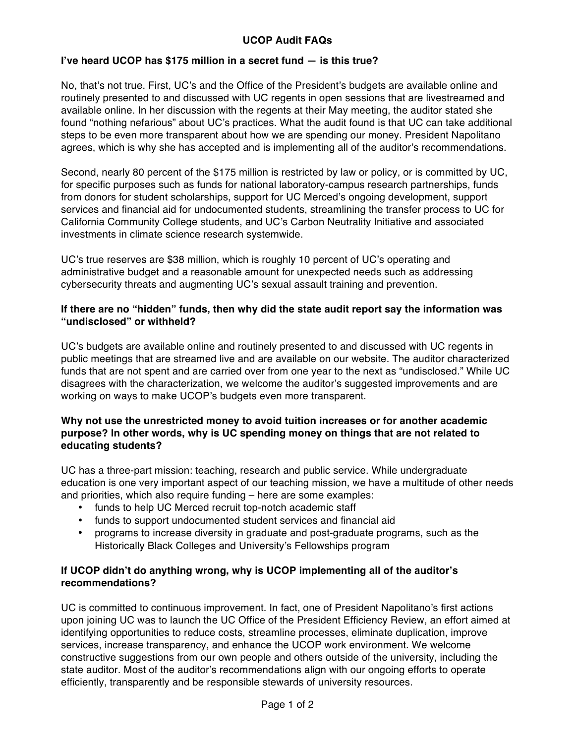# UCOP Audit FAQs

**I've heard UCOP has $175 million in a secret fund — is this true?**

No, that's not true. First, UC's and the Office of the President's budgets are available online and routinely presented to and discussed with UC regents in open sessions that are livestreamed and available online. In her discussion with the regents at their May meeting, the auditor stated she found "nothing nefarious" about UC's practices. What the audit found is that UC can take additional steps to be even more transparent about how we are spending our money. President Napolitano agrees, which is why she has accepted and is implementing all of the auditor's recommendations.

Second, nearly 80 percent of the $175 million is restricted by law or policy, or is committed by UC, for specific purposes such as funds for national laboratory-campus research partnerships, funds from donors for student scholarships, support for UC Merced's ongoing development, support services and financial aid for undocumented students, streamlining the transfer process to UC for California Community College students, and UC's Carbon Neutrality Initiative and associated investments in climate science research systemwide.

UC's true reserves are $38 million, which is roughly 10 percent of UC's operating and administrative budget and a reasonable amount for unexpected needs such as addressing cybersecurity threats and augmenting UC's sexual assault training and prevention.

**If there are no "hidden" funds, then why did the state audit report say the information was "undisclosed" or withheld?**

UC's budgets are available online and routinely presented to and discussed with UC regents in public meetings that are streamed live and are available on our website. The auditor characterized funds that are not spent and are carried over from one year to the next as "undisclosed." While UC disagrees with the characterization, we welcome the auditor's suggested improvements and are working on ways to make UCOP's budgets even more transparent.

**Why not use the unrestricted money to avoid tuition increases or for another academic purpose? In other words, why is UC spending money on things that are not related to educating students?**

UC has a three-part mission: teaching, research and public service. While undergraduate education is one very important aspect of our teaching mission, we have a multitude of other needs and priorities, which also require funding – here are some examples:

- funds to help UC Merced recruit top-notch academic staff
- funds to support undocumented student services and financial aid
- programs to increase diversity in graduate and post-graduate programs, such as the Historically Black Colleges and University's Fellowships program

**If UCOP didn't do anything wrong, why is UCOP implementing all of the auditor's recommendations?**

UC is committed to continuous improvement. In fact, one of President Napolitano's first actions upon joining UC was to launch the UC Office of the President Efficiency Review, an effort aimed at identifying opportunities to reduce costs, streamline processes, eliminate duplication, improve services, increase transparency, and enhance the UCOP work environment. We welcome constructive suggestions from our own people and others outside of the university, including the state auditor. Most of the auditor's recommendations align with our ongoing efforts to operate efficiently, transparently and be responsible stewards of university resources.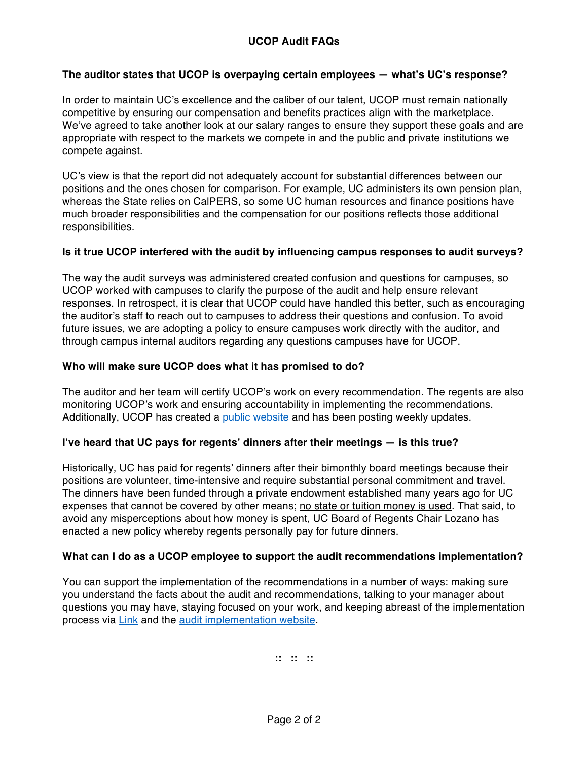## UCOP Audit FAQs

**The auditor states that UCOP is overpaying certain employees — what's UC's response?**

In order to maintain UC's excellence and the caliber of our talent, UCOP must remain nationally competitive by ensuring our compensation and benefits practices align with the marketplace. We've agreed to take another look at our salary ranges to ensure they support these goals and are appropriate with respect to the markets we compete in and the public and private institutions we compete against.

UC's view is that the report did not adequately account for substantial differences between our positions and the ones chosen for comparison. For example, UC administers its own pension plan, whereas the State relies on CalPERS, so some UC human resources and finance positions have much broader responsibilities and the compensation for our positions reflects those additional responsibilities.

**Is it true UCOP interfered with the audit by influencing campus responses to audit surveys?**

The way the audit surveys was administered created confusion and questions for campuses, so UCOP worked with campuses to clarify the purpose of the audit and help ensure relevant responses. In retrospect, it is clear that UCOP could have handled this better, such as encouraging the auditor's staff to reach out to campuses to address their questions and confusion. To avoid future issues, we are adopting a policy to ensure campuses work directly with the auditor, and through campus internal auditors regarding any questions campuses have for UCOP.

**Who will make sure UCOP does what it has promised to do?**

The auditor and her team will certify UCOP's work on every recommendation. The regents are also monitoring UCOP's work and ensuring accountability in implementing the recommendations. Additionally, UCOP has created a public website and has been posting weekly updates.

**I've heard that UC pays for regents' dinners after their meetings — is this true?**

Historically, UC has paid for regents' dinners after their bimonthly board meetings because their positions are volunteer, time-intensive and require substantial personal commitment and travel. The dinners have been funded through a private endowment established many years ago for UC expenses that cannot be covered by other means; no state or tuition money is used. That said, to avoid any misperceptions about how money is spent, UC Board of Regents Chair Lozano has enacted a new policy whereby regents personally pay for future dinners.

**What can I do as a UCOP employee to support the audit recommendations implementation?**

You can support the implementation of the recommendations in a number of ways: making sure you understand the facts about the audit and recommendations, talking to your manager about questions you may have, staying focused on your work, and keeping abreast of the implementation process via Link and the audit implementation website.

:: :: ::